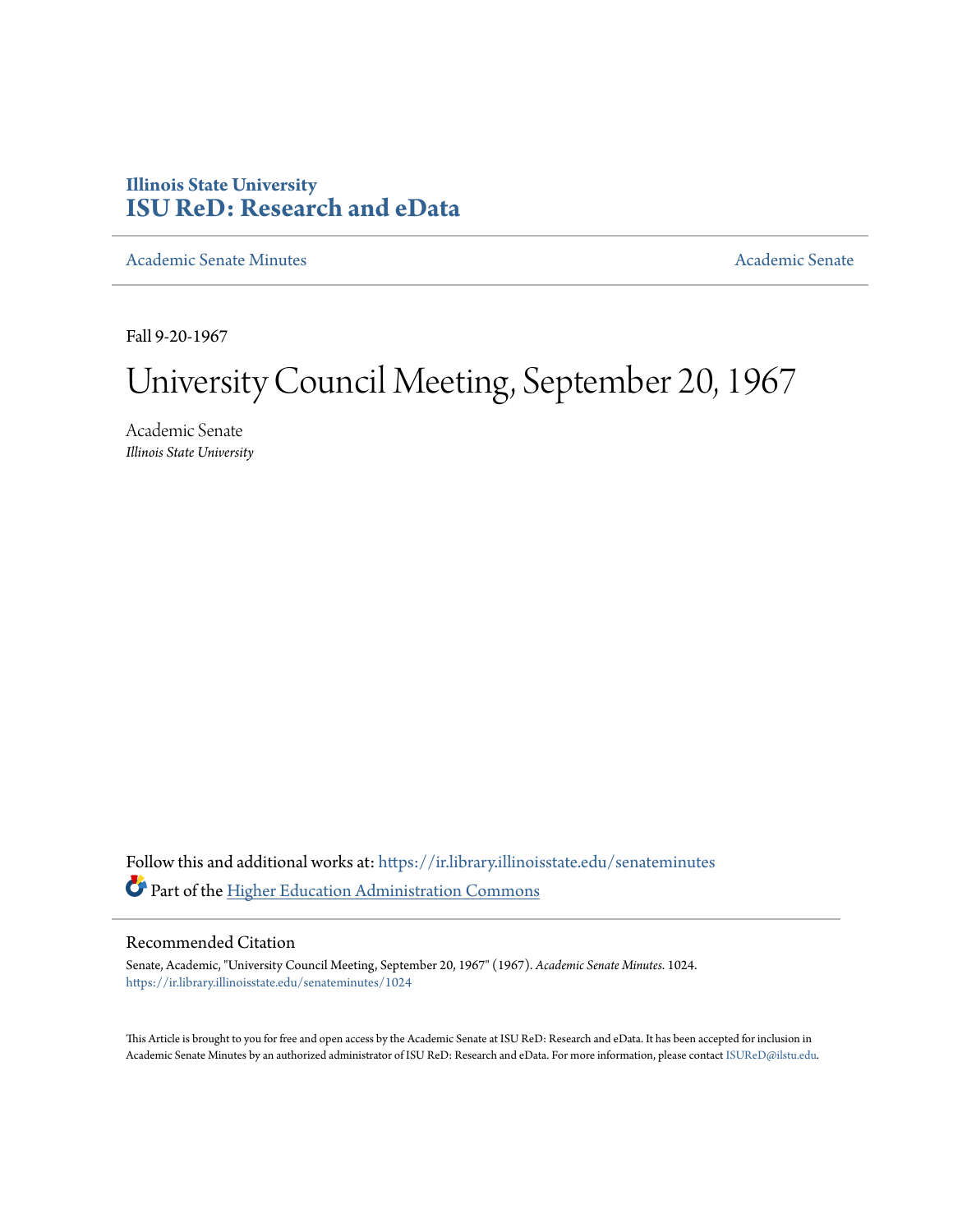Illinois State University
# ISU ReD: Research and eData

Academic Senate Minutes | Academic Senate

Fall 9-20-1967

# University Council Meeting, September 20, 1967

Academic Senate
*Illinois State University*

Follow this and additional works at: https://ir.library.illinoisstate.edu/senateminutes

Part of the Higher Education Administration Commons

## Recommended Citation

Senate, Academic, "University Council Meeting, September 20, 1967" (1967). *Academic Senate Minutes*. 1024.
https://ir.library.illinoisstate.edu/senateminutes/1024

This Article is brought to you for free and open access by the Academic Senate at ISU ReD: Research and eData. It has been accepted for inclusion in Academic Senate Minutes by an authorized administrator of ISU ReD: Research and eData. For more information, please contact ISUReD@ilstu.edu.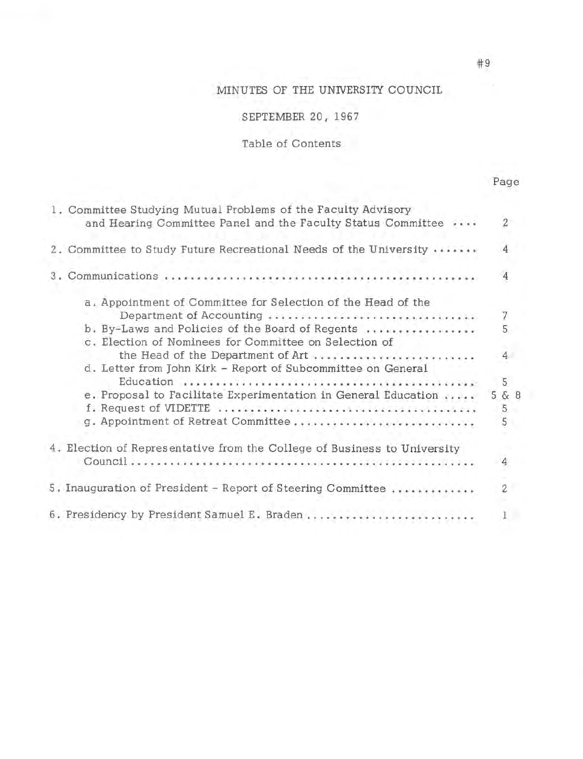#9

# MINUTES OF THE UNIVERSITY COUNCIL

## SEPTEMBER 20, 1967

### Table of Contents

| | Page |
|---|---|
| 1. Committee Studying Mutual Problems of the Faculty Advisory and Hearing Committee Panel and the Faculty Status Committee .... | 2 |
| 2. Committee to Study Future Recreational Needs of the University ....... | 4 |
| 3. Communications ................................................ | 4 |
| a. Appointment of Committee for Selection of the Head of the Department of Accounting ................................ | 7 |
| b. By-Laws and Policies of the Board of Regents ................. | 5 |
| c. Election of Nominees for Committee on Selection of the Head of the Department of Art ......................... | 4 |
| d. Letter from John Kirk - Report of Subcommittee on General Education ............................................ | 5 |
| e. Proposal to Facilitate Experimentation in General Education ..... | 5 & 8 |
| f. Request of VIDETTE ........................................ | 5 |
| g. Appointment of Retreat Committee ............................ | 5 |
| 4. Election of Representative from the College of Business to University Council ...................................................... | 4 |
| 5. Inauguration of President - Report of Steering Committee ............. | 2 |
| 6. Presidency by President Samuel E. Braden .......................... | 1 |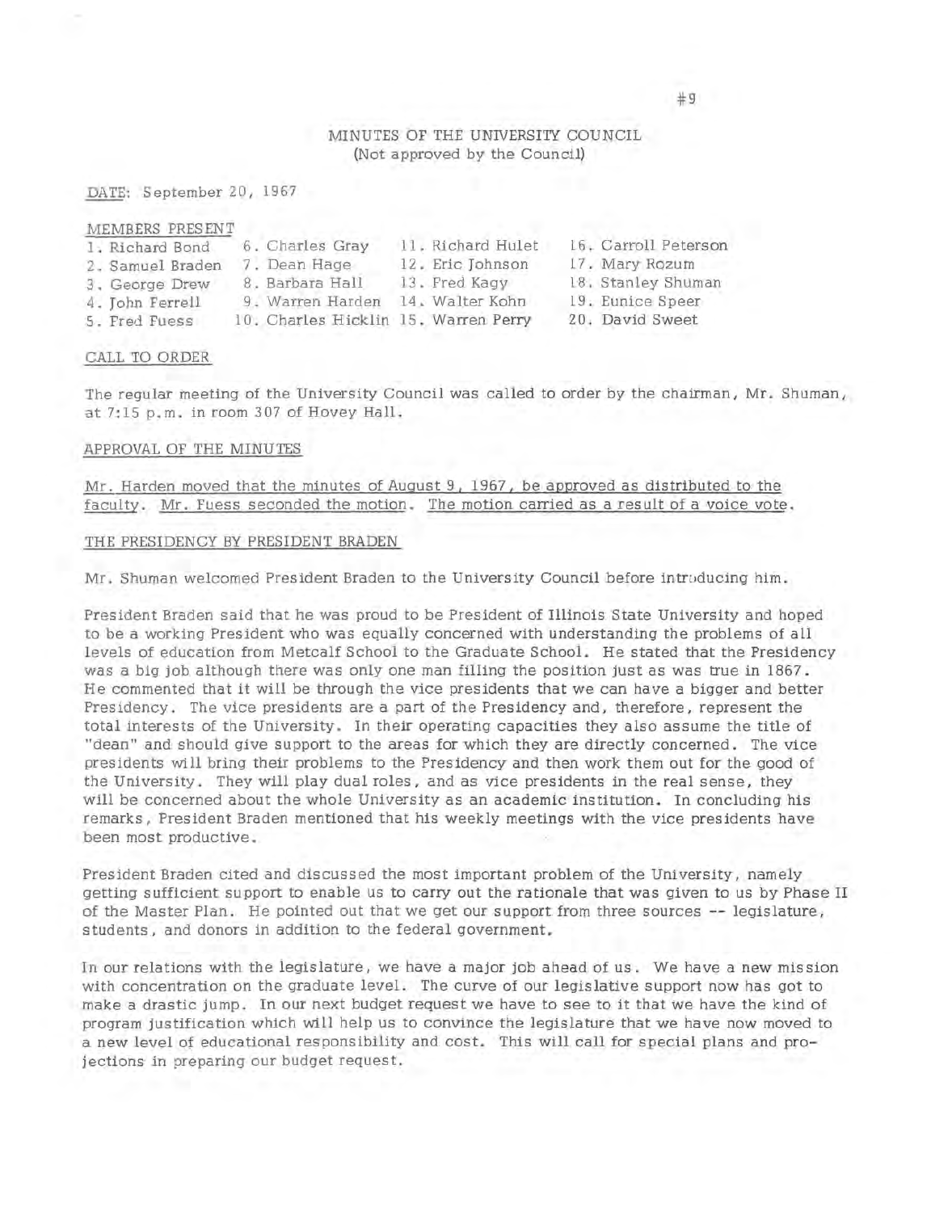# MINUTES OF THE UNIVERSITY COUNCIL
(Not approved by the Council)

DATE: September 20, 1967

MEMBERS PRESENT

| | | | |
|---|---|---|---|
| 1. Richard Bond | 6. Charles Gray | 11. Richard Hulet | 16. Carroll Peterson |
| 2. Samuel Braden | 7. Dean Hage | 12. Eric Johnson | 17. Mary Rozum |
| 3. George Drew | 8. Barbara Hall | 13. Fred Kagy | 18. Stanley Shuman |
| 4. John Ferrell | 9. Warren Harden | 14. Walter Kohn | 19. Eunice Speer |
| 5. Fred Fuess | 10. Charles Hicklin | 15. Warren Perry | 20. David Sweet |

CALL TO ORDER

The regular meeting of the University Council was called to order by the chairman, Mr. Shuman, at 7:15 p.m. in room 307 of Hovey Hall.

APPROVAL OF THE MINUTES

Mr. Harden moved that the minutes of August 9, 1967, be approved as distributed to the faculty. Mr. Fuess seconded the motion. The motion carried as a result of a voice vote.

THE PRESIDENCY BY PRESIDENT BRADEN

Mr. Shuman welcomed President Braden to the University Council before introducing him.

President Braden said that he was proud to be President of Illinois State University and hoped to be a working President who was equally concerned with understanding the problems of all levels of education from Metcalf School to the Graduate School. He stated that the Presidency was a big job although there was only one man filling the position just as was true in 1867. He commented that it will be through the vice presidents that we can have a bigger and better Presidency. The vice presidents are a part of the Presidency and, therefore, represent the total interests of the University. In their operating capacities they also assume the title of "dean" and should give support to the areas for which they are directly concerned. The vice presidents will bring their problems to the Presidency and then work them out for the good of the University. They will play dual roles, and as vice presidents in the real sense, they will be concerned about the whole University as an academic institution. In concluding his remarks, President Braden mentioned that his weekly meetings with the vice presidents have been most productive.

President Braden cited and discussed the most important problem of the University, namely getting sufficient support to enable us to carry out the rationale that was given to us by Phase II of the Master Plan. He pointed out that we get our support from three sources -- legislature, students, and donors in addition to the federal government.

In our relations with the legislature, we have a major job ahead of us. We have a new mission with concentration on the graduate level. The curve of our legislative support now has got to make a drastic jump. In our next budget request we have to see to it that we have the kind of program justification which will help us to convince the legislature that we have now moved to a new level of educational responsibility and cost. This will call for special plans and projections in preparing our budget request.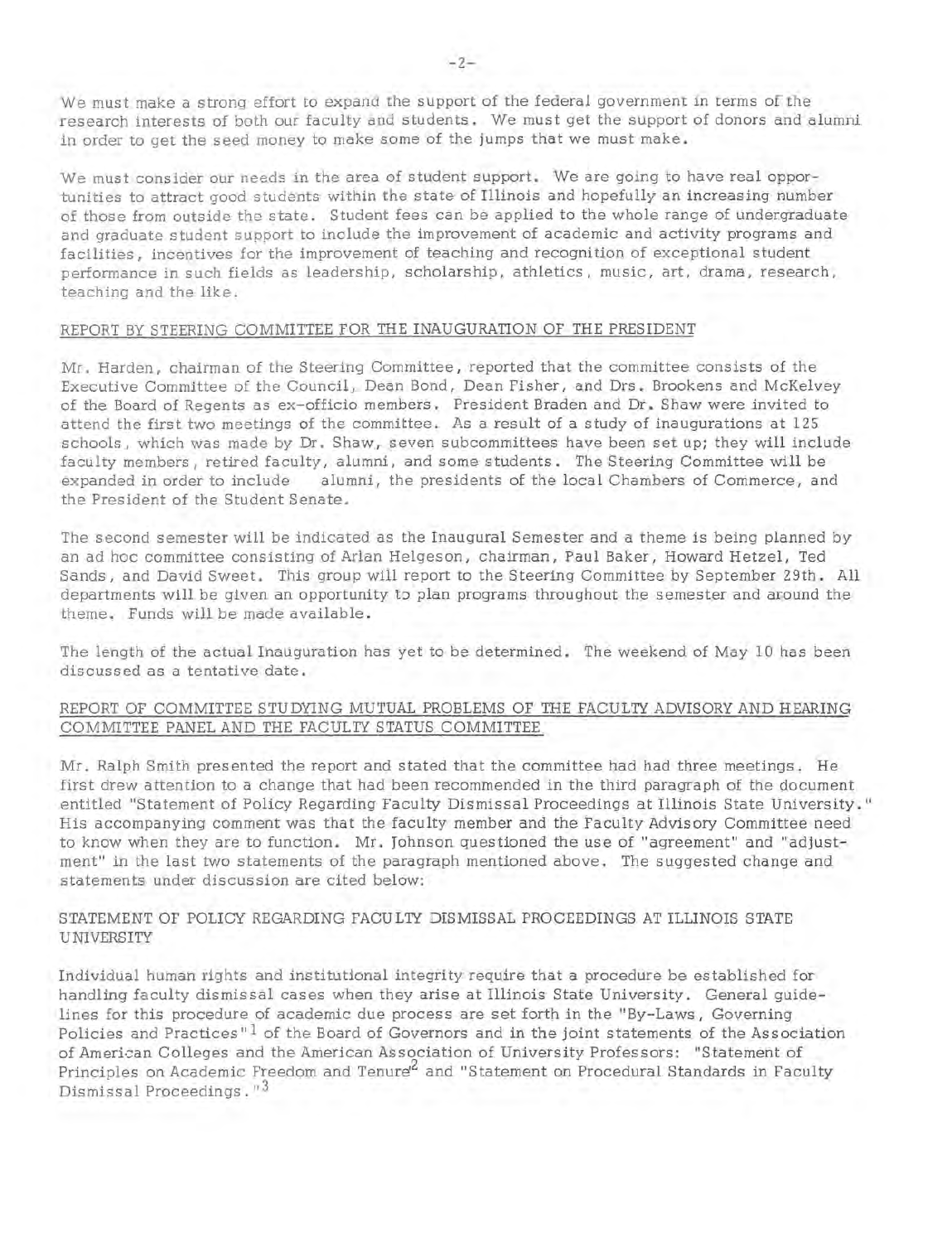We must make a strong effort to expand the support of the federal government in terms of the research interests of both our faculty and students. We must get the support of donors and alumni in order to get the seed money to make some of the jumps that we must make.

We must consider our needs in the area of student support. We are going to have real opportunities to attract good students within the state of Illinois and hopefully an increasing number of those from outside the state. Student fees can be applied to the whole range of undergraduate and graduate student support to include the improvement of academic and activity programs and facilities, incentives for the improvement of teaching and recognition of exceptional student performance in such fields as leadership, scholarship, athletics, music, art, drama, research, teaching and the like.

## REPORT BY STEERING COMMITTEE FOR THE INAUGURATION OF THE PRESIDENT

Mr. Harden, chairman of the Steering Committee, reported that the committee consists of the Executive Committee of the Council, Dean Bond, Dean Fisher, and Drs. Brookens and McKelvey of the Board of Regents as ex-officio members. President Braden and Dr. Shaw were invited to attend the first two meetings of the committee. As a result of a study of inaugurations at 125 schools, which was made by Dr. Shaw, seven subcommittees have been set up; they will include faculty members, retired faculty, alumni, and some students. The Steering Committee will be expanded in order to include alumni, the presidents of the local Chambers of Commerce, and the President of the Student Senate.

The second semester will be indicated as the Inaugural Semester and a theme is being planned by an ad hoc committee consisting of Arlan Helgeson, chairman, Paul Baker, Howard Hetzel, Ted Sands, and David Sweet. This group will report to the Steering Committee by September 29th. All departments will be given an opportunity to plan programs throughout the semester and around the theme. Funds will be made available.

The length of the actual Inauguration has yet to be determined. The weekend of May 10 has been discussed as a tentative date.

## REPORT OF COMMITTEE STUDYING MUTUAL PROBLEMS OF THE FACULTY ADVISORY AND HEARING COMMITTEE PANEL AND THE FACULTY STATUS COMMITTEE

Mr. Ralph Smith presented the report and stated that the committee had had three meetings. He first drew attention to a change that had been recommended in the third paragraph of the document entitled "Statement of Policy Regarding Faculty Dismissal Proceedings at Illinois State University." His accompanying comment was that the faculty member and the Faculty Advisory Committee need to know when they are to function. Mr. Johnson questioned the use of "agreement" and "adjustment" in the last two statements of the paragraph mentioned above. The suggested change and statements under discussion are cited below:

## STATEMENT OF POLICY REGARDING FACULTY DISMISSAL PROCEEDINGS AT ILLINOIS STATE UNIVERSITY

Individual human rights and institutional integrity require that a procedure be established for handling faculty dismissal cases when they arise at Illinois State University. General guidelines for this procedure of academic due process are set forth in the "By-Laws, Governing Policies and Practices"[1] of the Board of Governors and in the joint statements of the Association of American Colleges and the American Association of University Professors: "Statement of Principles on Academic Freedom and Tenure"[2] and "Statement on Procedural Standards in Faculty Dismissal Proceedings."[3]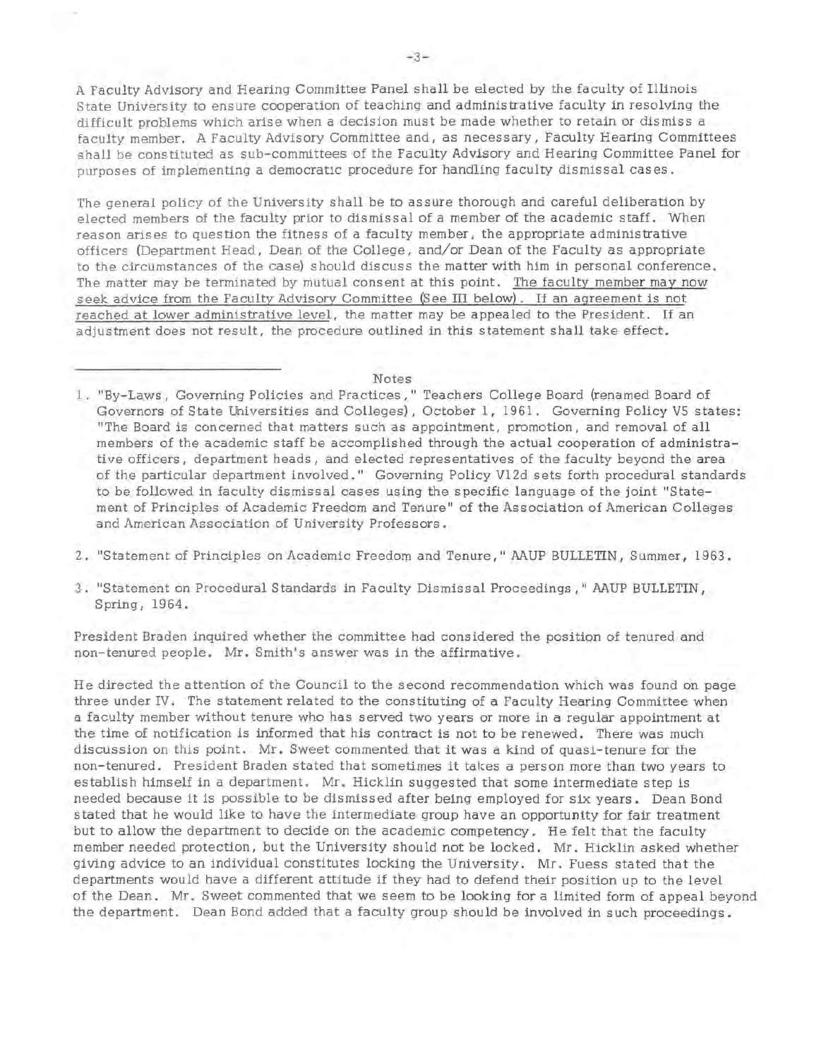A Faculty Advisory and Hearing Committee Panel shall be elected by the faculty of Illinois State University to ensure cooperation of teaching and administrative faculty in resolving the difficult problems which arise when a decision must be made whether to retain or dismiss a faculty member. A Faculty Advisory Committee and, as necessary, Faculty Hearing Committees shall be constituted as sub-committees of the Faculty Advisory and Hearing Committee Panel for purposes of implementing a democratic procedure for handling faculty dismissal cases.

The general policy of the University shall be to assure thorough and careful deliberation by elected members of the faculty prior to dismissal of a member of the academic staff. When reason arises to question the fitness of a faculty member, the appropriate administrative officers (Department Head, Dean of the College, and/or Dean of the Faculty as appropriate to the circumstances of the case) should discuss the matter with him in personal conference. The matter may be terminated by mutual consent at this point. <u>The faculty member may now seek advice from the Faculty Advisory Committee (See III below). If an agreement is not reached at lower administrative level</u>, the matter may be appealed to the President. If an adjustment does not result, the procedure outlined in this statement shall take effect.

---

Notes

1. "By-Laws, Governing Policies and Practices," Teachers College Board (renamed Board of Governors of State Universities and Colleges), October 1, 1961. Governing Policy V5 states: "The Board is concerned that matters such as appointment, promotion, and removal of all members of the academic staff be accomplished through the actual cooperation of administrative officers, department heads, and elected representatives of the faculty beyond the area of the particular department involved." Governing Policy V12d sets forth procedural standards to be followed in faculty dismissal cases using the specific language of the joint "Statement of Principles of Academic Freedom and Tenure" of the Association of American Colleges and American Association of University Professors.

2. "Statement of Principles on Academic Freedom and Tenure," AAUP BULLETIN, Summer, 1963.

3. "Statement on Procedural Standards in Faculty Dismissal Proceedings," AAUP BULLETIN, Spring, 1964.

President Braden inquired whether the committee had considered the position of tenured and non-tenured people. Mr. Smith's answer was in the affirmative.

He directed the attention of the Council to the second recommendation which was found on page three under IV. The statement related to the constituting of a Faculty Hearing Committee when a faculty member without tenure who has served two years or more in a regular appointment at the time of notification is informed that his contract is not to be renewed. There was much discussion on this point. Mr. Sweet commented that it was a kind of quasi-tenure for the non-tenured. President Braden stated that sometimes it takes a person more than two years to establish himself in a department. Mr. Hicklin suggested that some intermediate step is needed because it is possible to be dismissed after being employed for six years. Dean Bond stated that he would like to have the intermediate group have an opportunity for fair treatment but to allow the department to decide on the academic competency. He felt that the faculty member needed protection, but the University should not be locked. Mr. Hicklin asked whether giving advice to an individual constitutes locking the University. Mr. Fuess stated that the departments would have a different attitude if they had to defend their position up to the level of the Dean. Mr. Sweet commented that we seem to be looking for a limited form of appeal beyond the department. Dean Bond added that a faculty group should be involved in such proceedings.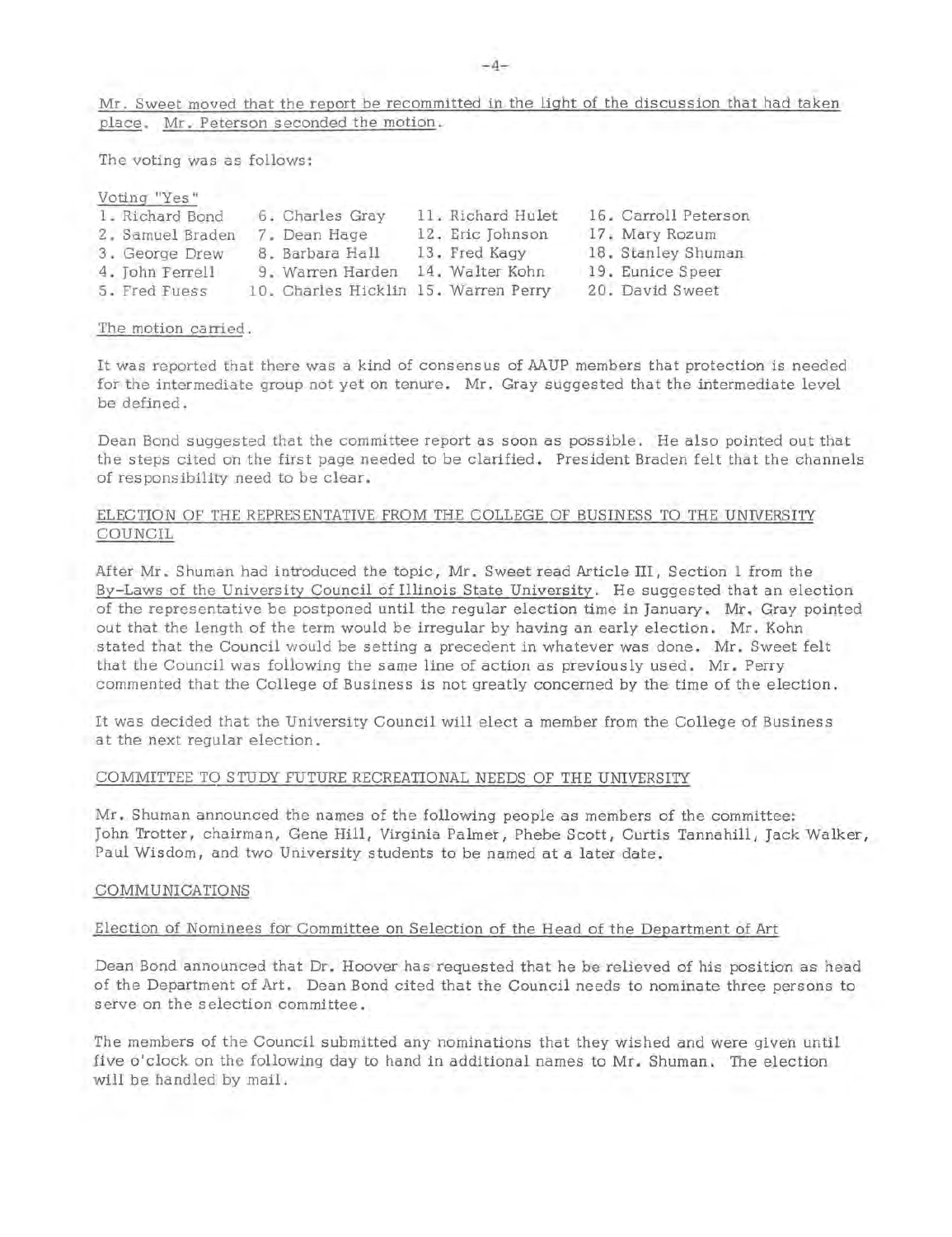Mr. Sweet moved that the report be recommitted in the light of the discussion that had taken place. Mr. Peterson seconded the motion.

The voting was as follows:

Voting "Yes"

| | | | |
|---|---|---|---|
| 1. Richard Bond | 6. Charles Gray | 11. Richard Hulet | 16. Carroll Peterson |
| 2. Samuel Braden | 7. Dean Hage | 12. Eric Johnson | 17. Mary Rozum |
| 3. George Drew | 8. Barbara Hall | 13. Fred Kagy | 18. Stanley Shuman |
| 4. John Ferrell | 9. Warren Harden | 14. Walter Kohn | 19. Eunice Speer |
| 5. Fred Fuess | 10. Charles Hicklin | 15. Warren Perry | 20. David Sweet |

The motion carried.

It was reported that there was a kind of consensus of AAUP members that protection is needed for the intermediate group not yet on tenure. Mr. Gray suggested that the intermediate level be defined.

Dean Bond suggested that the committee report as soon as possible. He also pointed out that the steps cited on the first page needed to be clarified. President Braden felt that the channels of responsibility need to be clear.

## ELECTION OF THE REPRESENTATIVE FROM THE COLLEGE OF BUSINESS TO THE UNIVERSITY COUNCIL

After Mr. Shuman had introduced the topic, Mr. Sweet read Article III, Section 1 from the By-Laws of the University Council of Illinois State University. He suggested that an election of the representative be postponed until the regular election time in January. Mr. Gray pointed out that the length of the term would be irregular by having an early election. Mr. Kohn stated that the Council would be setting a precedent in whatever was done. Mr. Sweet felt that the Council was following the same line of action as previously used. Mr. Perry commented that the College of Business is not greatly concerned by the time of the election.

It was decided that the University Council will elect a member from the College of Business at the next regular election.

## COMMITTEE TO STUDY FUTURE RECREATIONAL NEEDS OF THE UNIVERSITY

Mr. Shuman announced the names of the following people as members of the committee: John Trotter, chairman, Gene Hill, Virginia Palmer, Phebe Scott, Curtis Tannahill, Jack Walker, Paul Wisdom, and two University students to be named at a later date.

## COMMUNICATIONS

### Election of Nominees for Committee on Selection of the Head of the Department of Art

Dean Bond announced that Dr. Hoover has requested that he be relieved of his position as head of the Department of Art. Dean Bond cited that the Council needs to nominate three persons to serve on the selection committee.

The members of the Council submitted any nominations that they wished and were given until five o'clock on the following day to hand in additional names to Mr. Shuman. The election will be handled by mail.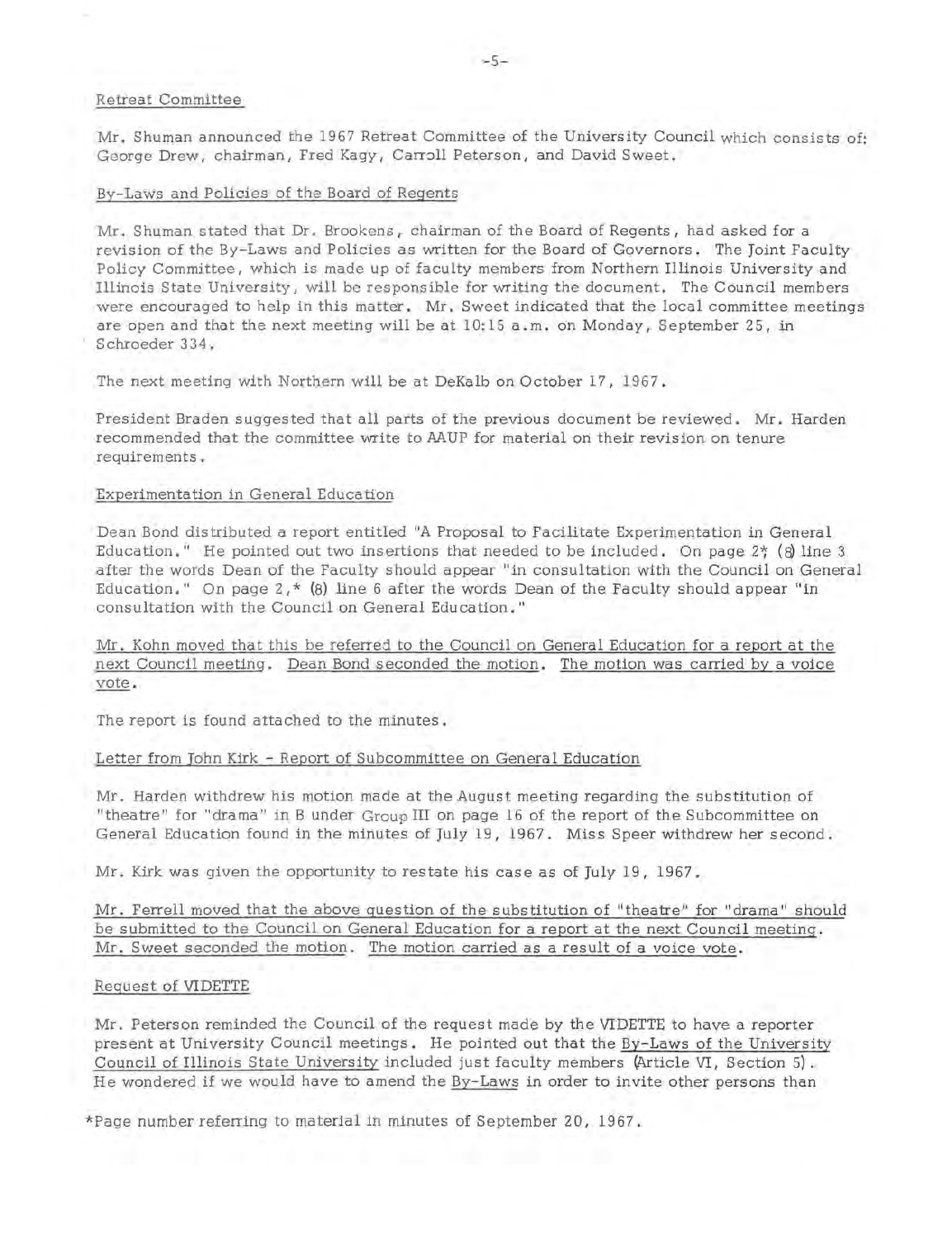Retreat Committee

Mr. Shuman announced the 1967 Retreat Committee of the University Council which consists of: George Drew, chairman, Fred Kagy, Carroll Peterson, and David Sweet.

By-Laws and Policies of the Board of Regents

Mr. Shuman stated that Dr. Brookens, chairman of the Board of Regents, had asked for a revision of the By-Laws and Policies as written for the Board of Governors. The Joint Faculty Policy Committee, which is made up of faculty members from Northern Illinois University and Illinois State University, will be responsible for writing the document. The Council members were encouraged to help in this matter. Mr. Sweet indicated that the local committee meetings are open and that the next meeting will be at 10:15 a.m. on Monday, September 25, in Schroeder 334.

The next meeting with Northern will be at DeKalb on October 17, 1967.

President Braden suggested that all parts of the previous document be reviewed. Mr. Harden recommended that the committee write to AAUP for material on their revision on tenure requirements.

Experimentation in General Education

Dean Bond distributed a report entitled "A Proposal to Facilitate Experimentation in General Education." He pointed out two insertions that needed to be included. On page 2,* (8) line 3 after the words Dean of the Faculty should appear "in consultation with the Council on General Education." On page 2,* (8) line 6 after the words Dean of the Faculty should appear "in consultation with the Council on General Education."

Mr. Kohn moved that this be referred to the Council on General Education for a report at the next Council meeting. Dean Bond seconded the motion. The motion was carried by a voice vote.

The report is found attached to the minutes.

Letter from John Kirk - Report of Subcommittee on General Education

Mr. Harden withdrew his motion made at the August meeting regarding the substitution of "theatre" for "drama" in B under Group III on page 16 of the report of the Subcommittee on General Education found in the minutes of July 19, 1967. Miss Speer withdrew her second.

Mr. Kirk was given the opportunity to restate his case as of July 19, 1967.

Mr. Ferrell moved that the above question of the substitution of "theatre" for "drama" should be submitted to the Council on General Education for a report at the next Council meeting. Mr. Sweet seconded the motion. The motion carried as a result of a voice vote.

Request of VIDETTE

Mr. Peterson reminded the Council of the request made by the VIDETTE to have a reporter present at University Council meetings. He pointed out that the By-Laws of the University Council of Illinois State University included just faculty members (Article VI, Section 5). He wondered if we would have to amend the By-Laws in order to invite other persons than

*Page number referring to material in minutes of September 20, 1967.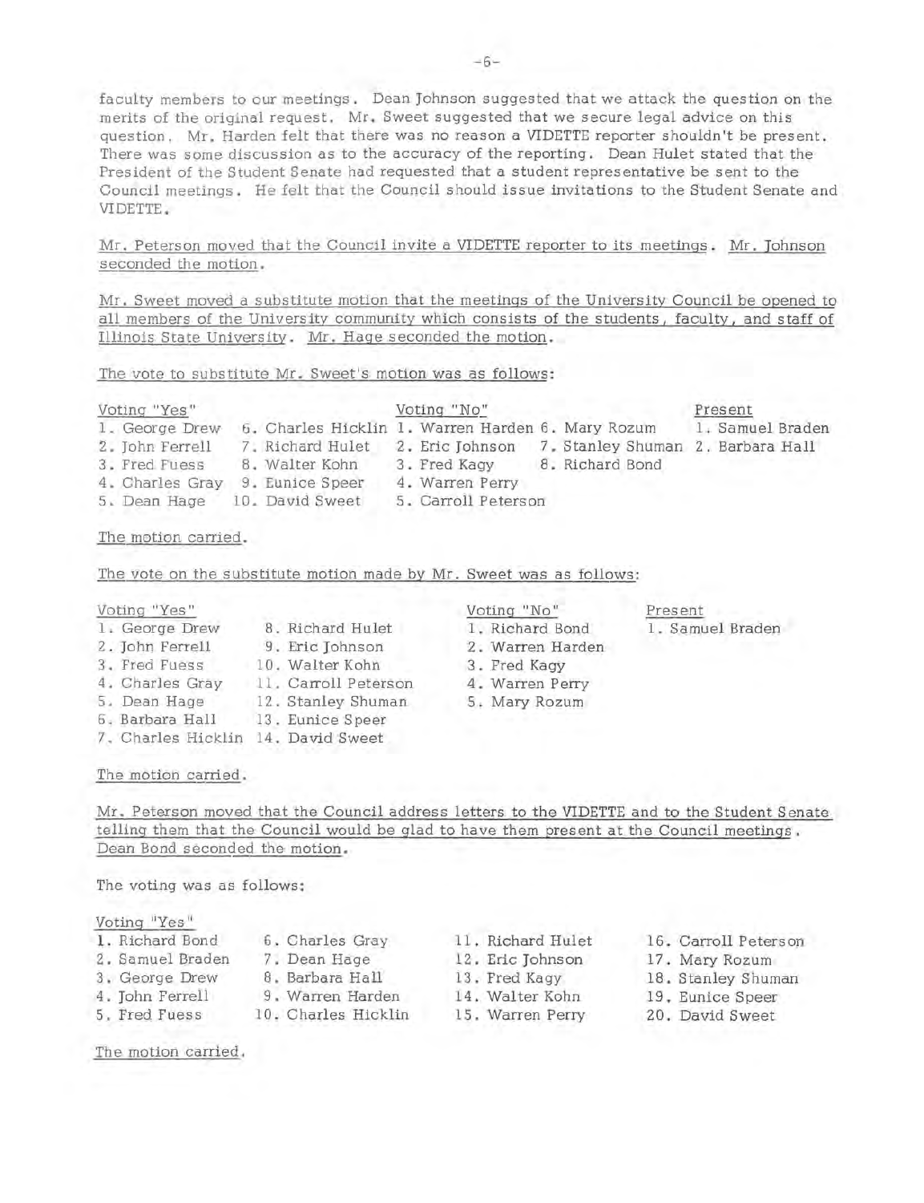faculty members to our meetings. Dean Johnson suggested that we attack the question on the merits of the original request. Mr. Sweet suggested that we secure legal advice on this question. Mr. Harden felt that there was no reason a VIDETTE reporter shouldn't be present. There was some discussion as to the accuracy of the reporting. Dean Hulet stated that the President of the Student Senate had requested that a student representative be sent to the Council meetings. He felt that the Council should issue invitations to the Student Senate and VIDETTE.

Mr. Peterson moved that the Council invite a VIDETTE reporter to its meetings. Mr. Johnson seconded the motion.

Mr. Sweet moved a substitute motion that the meetings of the University Council be opened to all members of the University community which consists of the students, faculty, and staff of Illinois State University. Mr. Hage seconded the motion.

The vote to substitute Mr. Sweet's motion was as follows:

| Voting "Yes" | | Voting "No" | | Present |
|---|---|---|---|---|
| 1. George Drew | 6. Charles Hicklin | 1. Warren Harden | 6. Mary Rozum | 1. Samuel Braden |
| 2. John Ferrell | 7. Richard Hulet | 2. Eric Johnson | 7. Stanley Shuman | 2. Barbara Hall |
| 3. Fred Fuess | 8. Walter Kohn | 3. Fred Kagy | 8. Richard Bond | |
| 4. Charles Gray | 9. Eunice Speer | 4. Warren Perry | | |
| 5. Dean Hage | 10. David Sweet | 5. Carroll Peterson | | |

The motion carried.

The vote on the substitute motion made by Mr. Sweet was as follows:

| Voting "Yes" | | Voting "No" | Present |
|---|---|---|---|
| 1. George Drew | 8. Richard Hulet | 1. Richard Bond | 1. Samuel Braden |
| 2. John Ferrell | 9. Eric Johnson | 2. Warren Harden | |
| 3. Fred Fuess | 10. Walter Kohn | 3. Fred Kagy | |
| 4. Charles Gray | 11. Carroll Peterson | 4. Warren Perry | |
| 5. Dean Hage | 12. Stanley Shuman | 5. Mary Rozum | |
| 6. Barbara Hall | 13. Eunice Speer | | |
| 7. Charles Hicklin | 14. David Sweet | | |

The motion carried.

Mr. Peterson moved that the Council address letters to the VIDETTE and to the Student Senate telling them that the Council would be glad to have them present at the Council meetings. Dean Bond seconded the motion.

The voting was as follows:

| Voting "Yes" | | | |
|---|---|---|---|
| 1. Richard Bond | 6. Charles Gray | 11. Richard Hulet | 16. Carroll Peterson |
| 2. Samuel Braden | 7. Dean Hage | 12. Eric Johnson | 17. Mary Rozum |
| 3. George Drew | 8. Barbara Hall | 13. Fred Kagy | 18. Stanley Shuman |
| 4. John Ferrell | 9. Warren Harden | 14. Walter Kohn | 19. Eunice Speer |
| 5. Fred Fuess | 10. Charles Hicklin | 15. Warren Perry | 20. David Sweet |

The motion carried.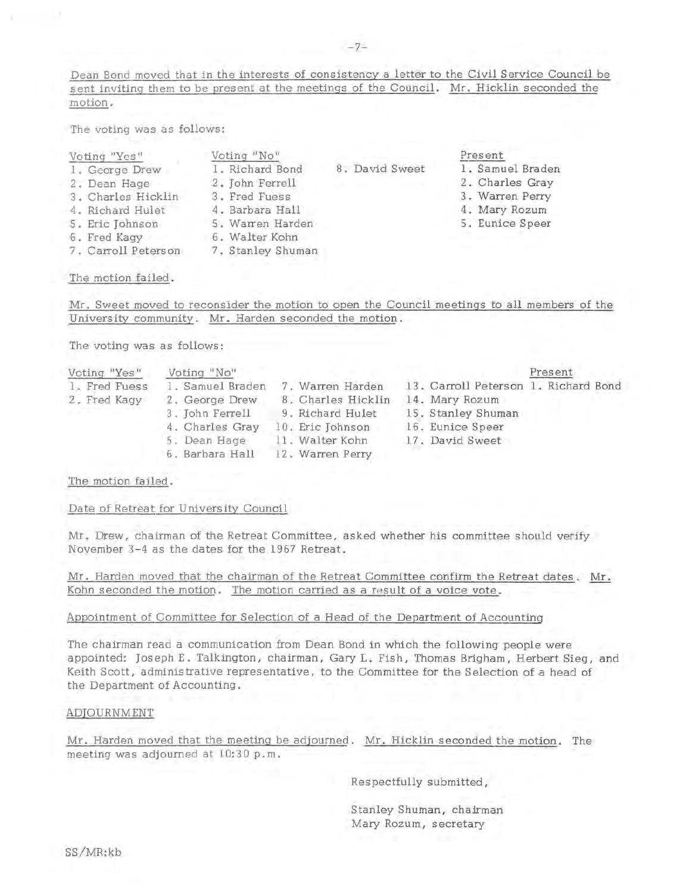Dean Bond moved that in the interests of consistency a letter to the Civil Service Council be sent inviting them to be present at the meetings of the Council. Mr. Hicklin seconded the motion.

The voting was as follows:

| Voting "Yes" | Voting "No" | Present |
|---|---|---|
| 1. George Drew | 1. Richard Bond | 1. Samuel Braden |
| 2. Dean Hage | 2. John Ferrell | 2. Charles Gray |
| 3. Charles Hicklin | 3. Fred Fuess | 3. Warren Perry |
| 4. Richard Hulet | 4. Barbara Hall | 4. Mary Rozum |
| 5. Eric Johnson | 5. Warren Harden | 5. Eunice Speer |
| 6. Fred Kagy | 6. Walter Kohn | |
| 7. Carroll Peterson | 7. Stanley Shuman | |
| | 8. David Sweet | |

The motion failed.

Mr. Sweet moved to reconsider the motion to open the Council meetings to all members of the University community. Mr. Harden seconded the motion.

The voting was as follows:

| Voting "Yes" | Voting "No" | Present |
|---|---|---|
| 1. Fred Fuess | 1. Samuel Braden | 1. Richard Bond |
| 2. Fred Kagy | 2. George Drew | |
| | 3. John Ferrell | |
| | 4. Charles Gray | |
| | 5. Dean Hage | |
| | 6. Barbara Hall | |
| | 7. Warren Harden | |
| | 8. Charles Hicklin | |
| | 9. Richard Hulet | |
| | 10. Eric Johnson | |
| | 11. Walter Kohn | |
| | 12. Warren Perry | |
| | 13. Carroll Peterson | |
| | 14. Mary Rozum | |
| | 15. Stanley Shuman | |
| | 16. Eunice Speer | |
| | 17. David Sweet | |

The motion failed.

## Date of Retreat for University Council

Mr. Drew, chairman of the Retreat Committee, asked whether his committee should verify November 3-4 as the dates for the 1967 Retreat.

Mr. Harden moved that the chairman of the Retreat Committee confirm the Retreat dates. Mr. Kohn seconded the motion. The motion carried as a result of a voice vote.

## Appointment of Committee for Selection of a Head of the Department of Accounting

The chairman read a communication from Dean Bond in which the following people were appointed: Joseph E. Talkington, chairman, Gary L. Fish, Thomas Brigham, Herbert Sieg, and Keith Scott, administrative representative, to the Committee for the Selection of a head of the Department of Accounting.

## ADJOURNMENT

Mr. Harden moved that the meeting be adjourned. Mr. Hicklin seconded the motion. The meeting was adjourned at 10:30 p.m.

Respectfully submitted,

Stanley Shuman, chairman
Mary Rozum, secretary

SS/MR:kb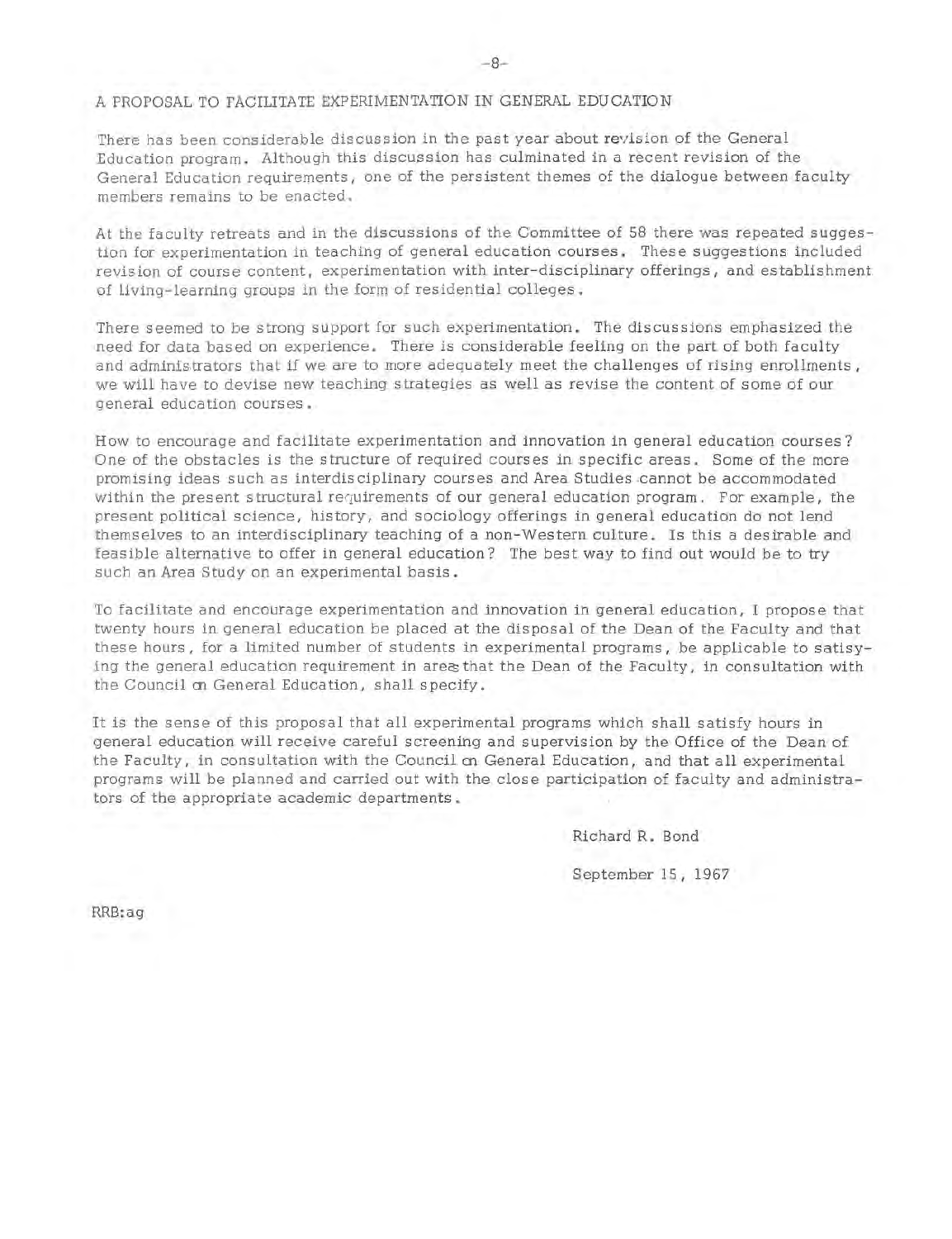## A PROPOSAL TO FACILITATE EXPERIMENTATION IN GENERAL EDUCATION

There has been considerable discussion in the past year about revision of the General Education program. Although this discussion has culminated in a recent revision of the General Education requirements, one of the persistent themes of the dialogue between faculty members remains to be enacted.

At the faculty retreats and in the discussions of the Committee of 58 there was repeated suggestion for experimentation in teaching of general education courses. These suggestions included revision of course content, experimentation with inter-disciplinary offerings, and establishment of living-learning groups in the form of residential colleges.

There seemed to be strong support for such experimentation. The discussions emphasized the need for data based on experience. There is considerable feeling on the part of both faculty and administrators that if we are to more adequately meet the challenges of rising enrollments, we will have to devise new teaching strategies as well as revise the content of some of our general education courses.

How to encourage and facilitate experimentation and innovation in general education courses? One of the obstacles is the structure of required courses in specific areas. Some of the more promising ideas such as interdisciplinary courses and Area Studies cannot be accommodated within the present structural requirements of our general education program. For example, the present political science, history, and sociology offerings in general education do not lend themselves to an interdisciplinary teaching of a non-Western culture. Is this a desirable and feasible alternative to offer in general education? The best way to find out would be to try such an Area Study on an experimental basis.

To facilitate and encourage experimentation and innovation in general education, I propose that twenty hours in general education be placed at the disposal of the Dean of the Faculty and that these hours, for a limited number of students in experimental programs, be applicable to satisying the general education requirement in areas that the Dean of the Faculty, in consultation with the Council on General Education, shall specify.

It is the sense of this proposal that all experimental programs which shall satisfy hours in general education will receive careful screening and supervision by the Office of the Dean of the Faculty, in consultation with the Council on General Education, and that all experimental programs will be planned and carried out with the close participation of faculty and administrators of the appropriate academic departments.

Richard R. Bond

September 15, 1967

RRB:ag